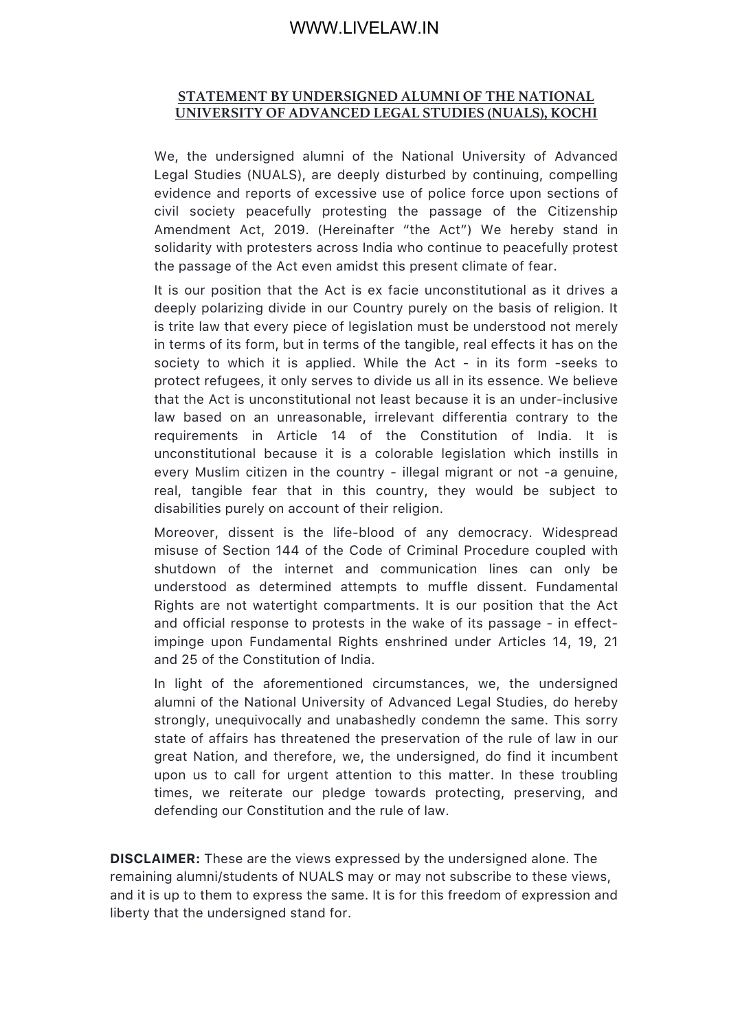## STATEMENT BY UNDERSIGNED ALUMNI OF THE NATIONAL UNIVERSITY OF ADVANCED LEGAL STUDIES (NUALS), KOCHI

We, the undersigned alumni of the National University of Advanced Legal Studies (NUALS), are deeply disturbed by continuing, compelling evidence and reports of excessive use of police force upon sections of civil society peacefully protesting the passage of the Citizenship Amendment Act, 2019. (Hereinafter "the Act") We hereby stand in solidarity with protesters across India who continue to peacefully protest the passage of the Act even amidst this present climate of fear.

It is our position that the Act is ex facie unconstitutional as it drives a deeply polarizing divide in our Country purely on the basis of religion. It is trite law that every piece of legislation must be understood not merely in terms of its form, but in terms of the tangible, real effects it has on the society to which it is applied. While the Act - in its form -seeks to protect refugees, it only serves to divide us all in its essence. We believe that the Act is unconstitutional not least because it is an under-inclusive law based on an unreasonable, irrelevant differentia contrary to the requirements in Article 14 of the Constitution of India. It is unconstitutional because it is a colorable legislation which instills in every Muslim citizen in the country - illegal migrant or not -a genuine, real, tangible fear that in this country, they would be subject to disabilities purely on account of their religion.

Moreover, dissent is the life-blood of any democracy. Widespread misuse of Section 144 of the Code of Criminal Procedure coupled with shutdown of the internet and communication lines can only be understood as determined attempts to muffle dissent. Fundamental Rights are not watertight compartments. It is our position that the Act and official response to protests in the wake of its passage - in effect- impinge upon Fundamental Rights enshrined under Articles 14, 19, 21 and 25 of the Constitution of India.

In light of the aforementioned circumstances, we, the undersigned alumni of the National University of Advanced Legal Studies, do hereby strongly, unequivocally and unabashedly condemn the same. This sorry state of affairs has threatened the preservation of the rule of law in our great Nation, and therefore, we, the undersigned, do find it incumbent upon us to call for urgent attention to this matter. In these troubling times, we reiterate our pledge towards protecting, preserving, and defending our Constitution and the rule of law.

**DISCLAIMER:** These are the views expressed by the undersigned alone. The remaining alumni/students of NUALS may or may not subscribe to these views, and it is up to them to express the same. It is for this freedom of expression and liberty that the undersigned stand for.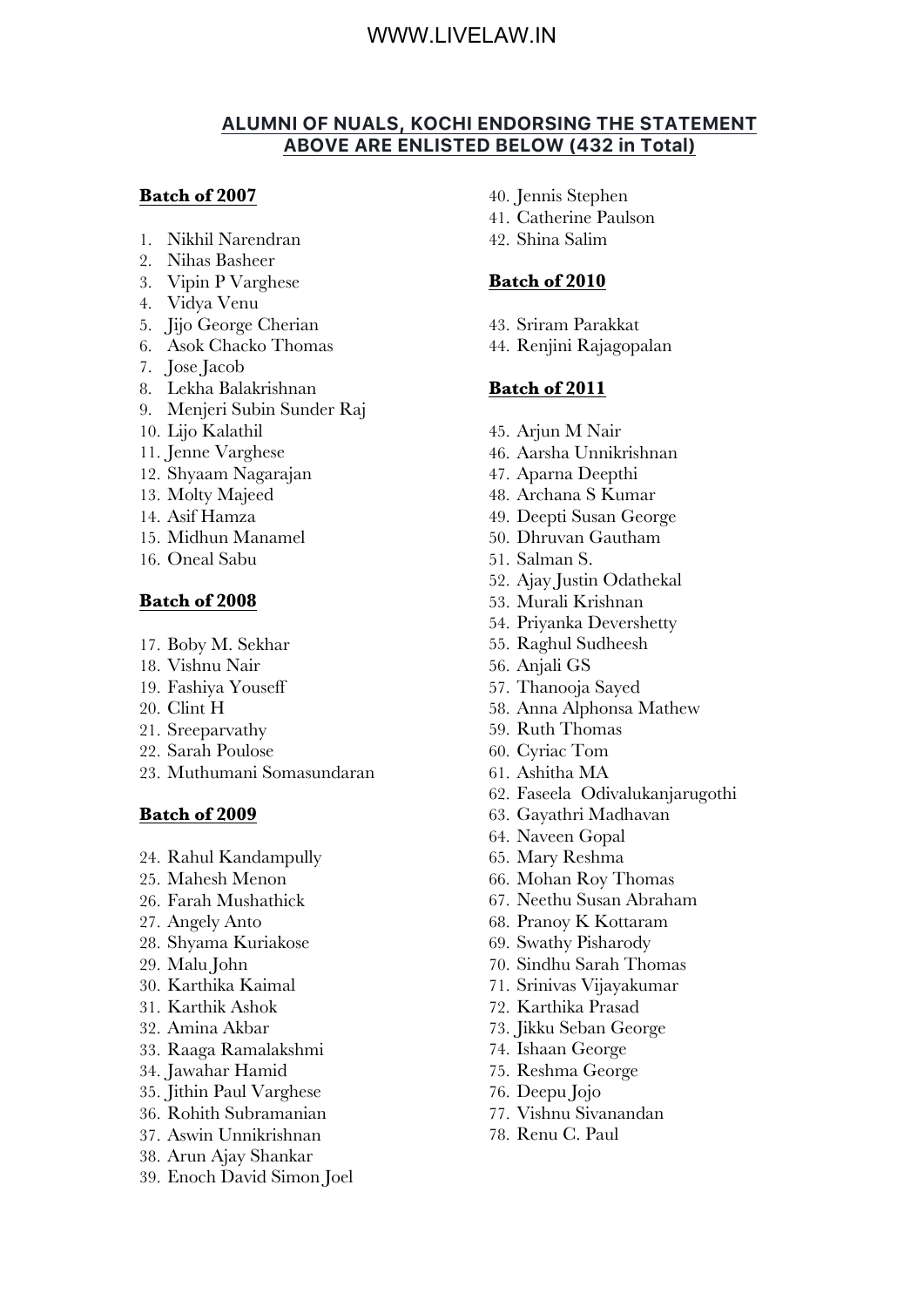## ALUMNI OF NUALS, KOCHI ENDORSING THE STATEMENT ABOVE ARE ENLISTED BELOW (432 in Total)

### Batch of 2007

1. Nikhil Narendran
2. Nihas Basheer
3. Vipin P Varghese
4. Vidya Venu
5. Jijo George Cherian
6. Asok Chacko Thomas
7. Jose Jacob
8. Lekha Balakrishnan
9. Menjeri Subin Sunder Raj
10. Lijo Kalathil
11. Jenne Varghese
12. Shyaam Nagarajan
13. Molty Majeed
14. Asif Hamza
15. Midhun Manamel
16. Oneal Sabu

### Batch of 2008

17. Boby M. Sekhar
18. Vishnu Nair
19. Fashiya Youseff
20. Clint H
21. Sreeparvathy
22. Sarah Poulose
23. Muthumani Somasundaran

### Batch of 2009

24. Rahul Kandampully
25. Mahesh Menon
26. Farah Mushathick
27. Angely Anto
28. Shyama Kuriakose
29. Malu John
30. Karthika Kaimal
31. Karthik Ashok
32. Amina Akbar
33. Raaga Ramalakshmi
34. Jawahar Hamid
35. Jithin Paul Varghese
36. Rohith Subramanian
37. Aswin Unnikrishnan
38. Arun Ajay Shankar
39. Enoch David Simon Joel
40. Jennis Stephen
41. Catherine Paulson
42. Shina Salim

### Batch of 2010

43. Sriram Parakkat
44. Renjini Rajagopalan

### Batch of 2011

45. Arjun M Nair
46. Aarsha Unnikrishnan
47. Aparna Deepthi
48. Archana S Kumar
49. Deepti Susan George
50. Dhruvan Gautham
51. Salman S.
52. Ajay Justin Odathekal
53. Murali Krishnan
54. Priyanka Devershetty
55. Raghul Sudheesh
56. Anjali GS
57. Thanooja Sayed
58. Anna Alphonsa Mathew
59. Ruth Thomas
60. Cyriac Tom
61. Ashitha MA
62. Faseela Odivalukanjarugothi
63. Gayathri Madhavan
64. Naveen Gopal
65. Mary Reshma
66. Mohan Roy Thomas
67. Neethu Susan Abraham
68. Pranoy K Kottaram
69. Swathy Pisharody
70. Sindhu Sarah Thomas
71. Srinivas Vijayakumar
72. Karthika Prasad
73. Jikku Seban George
74. Ishaan George
75. Reshma George
76. Deepu Jojo
77. Vishnu Sivanandan
78. Renu C. Paul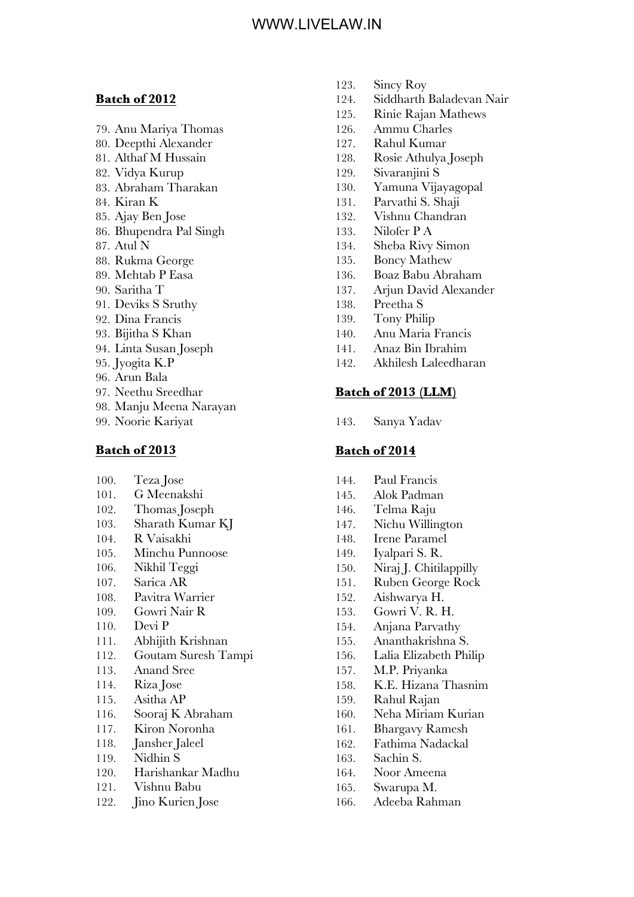**Batch of 2012**

79. Anu Mariya Thomas
80. Deepthi Alexander
81. Althaf M Hussain
82. Vidya Kurup
83. Abraham Tharakan
84. Kiran K
85. Ajay Ben Jose
86. Bhupendra Pal Singh
87. Atul N
88. Rukma George
89. Mehtab P Easa
90. Saritha T
91. Deviks S Sruthy
92. Dina Francis
93. Bijitha S Khan
94. Linta Susan Joseph
95. Jyogita K.P
96. Arun Bala
97. Neethu Sreedhar
98. Manju Meena Narayan
99. Noorie Kariyat

**Batch of 2013**

100. Teza Jose
101. G Meenakshi
102. Thomas Joseph
103. Sharath Kumar KJ
104. R Vaisakhi
105. Minchu Punnoose
106. Nikhil Teggi
107. Sarica AR
108. Pavitra Warrier
109. Gowri Nair R
110. Devi P
111. Abhijith Krishnan
112. Goutam Suresh Tampi
113. Anand Sree
114. Riza Jose
115. Asitha AP
116. Sooraj K Abraham
117. Kiron Noronha
118. Jansher Jaleel
119. Nidhin S
120. Harishankar Madhu
121. Vishnu Babu
122. Jino Kurien Jose
123. Sincy Roy
124. Siddharth Baladevan Nair
125. Rinie Rajan Mathews
126. Ammu Charles
127. Rahul Kumar
128. Rosie Athulya Joseph
129. Sivaranjini S
130. Yamuna Vijayagopal
131. Parvathi S. Shaji
132. Vishnu Chandran
133. Nilofer P A
134. Sheba Rivy Simon
135. Boncy Mathew
136. Boaz Babu Abraham
137. Arjun David Alexander
138. Preetha S
139. Tony Philip
140. Anu Maria Francis
141. Anaz Bin Ibrahim
142. Akhilesh Laleedharan

**Batch of 2013 (LLM)**

143. Sanya Yadav

**Batch of 2014**

144. Paul Francis
145. Alok Padman
146. Telma Raju
147. Nichu Willington
148. Irene Paramel
149. Iyalpari S. R.
150. Niraj J. Chitilappilly
151. Ruben George Rock
152. Aishwarya H.
153. Gowri V. R. H.
154. Anjana Parvathy
155. Ananthakrishna S.
156. Lalia Elizabeth Philip
157. M.P. Priyanka
158. K.E. Hizana Thasnim
159. Rahul Rajan
160. Neha Miriam Kurian
161. Bhargavy Ramesh
162. Fathima Nadackal
163. Sachin S.
164. Noor Ameena
165. Swarupa M.
166. Adeeba Rahman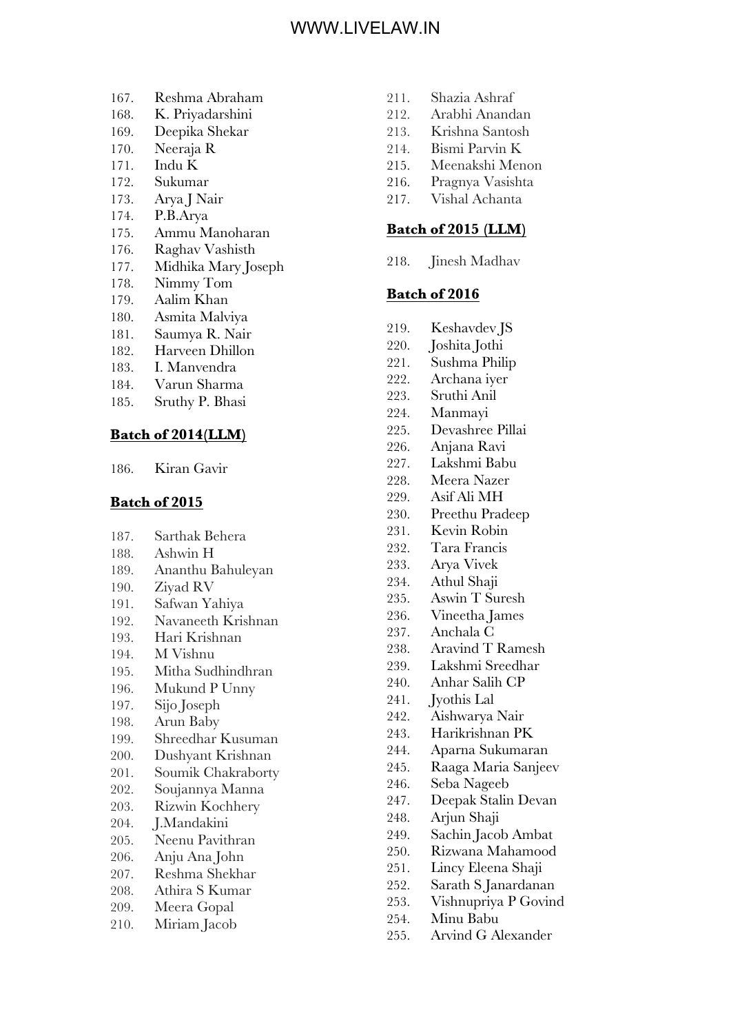167. Reshma Abraham
168. K. Priyadarshini
169. Deepika Shekar
170. Neeraja R
171. Indu K
172. Sukumar
173. Arya J Nair
174. P.B.Arya
175. Ammu Manoharan
176. Raghav Vashisth
177. Midhika Mary Joseph
178. Nimmy Tom
179. Aalim Khan
180. Asmita Malviya
181. Saumya R. Nair
182. Harveen Dhillon
183. I. Manvendra
184. Varun Sharma
185. Sruthy P. Bhasi

**Batch of 2014(LLM)**

186. Kiran Gavir

**Batch of 2015**

187. Sarthak Behera
188. Ashwin H
189. Ananthu Bahuleyan
190. Ziyad RV
191. Safwan Yahiya
192. Navaneeth Krishnan
193. Hari Krishnan
194. M Vishnu
195. Mitha Sudhindhran
196. Mukund P Unny
197. Sijo Joseph
198. Arun Baby
199. Shreedhar Kusuman
200. Dushyant Krishnan
201. Soumik Chakraborty
202. Soujannya Manna
203. Rizwin Kochhery
204. J.Mandakini
205. Neenu Pavithran
206. Anju Ana John
207. Reshma Shekhar
208. Athira S Kumar
209. Meera Gopal
210. Miriam Jacob
211. Shazia Ashraf
212. Arabhi Anandan
213. Krishna Santosh
214. Bismi Parvin K
215. Meenakshi Menon
216. Pragnya Vasishta
217. Vishal Achanta

**Batch of 2015 (LLM)**

218. Jinesh Madhav

**Batch of 2016**

219. Keshavdev JS
220. Joshita Jothi
221. Sushma Philip
222. Archana iyer
223. Sruthi Anil
224. Manmayi
225. Devashree Pillai
226. Anjana Ravi
227. Lakshmi Babu
228. Meera Nazer
229. Asif Ali MH
230. Preethu Pradeep
231. Kevin Robin
232. Tara Francis
233. Arya Vivek
234. Athul Shaji
235. Aswin T Suresh
236. Vineetha James
237. Anchala C
238. Aravind T Ramesh
239. Lakshmi Sreedhar
240. Anhar Salih CP
241. Jyothis Lal
242. Aishwarya Nair
243. Harikrishnan PK
244. Aparna Sukumaran
245. Raaga Maria Sanjeev
246. Seba Nageeb
247. Deepak Stalin Devan
248. Arjun Shaji
249. Sachin Jacob Ambat
250. Rizwana Mahamood
251. Lincy Eleena Shaji
252. Sarath S Janardanan
253. Vishnupriya P Govind
254. Minu Babu
255. Arvind G Alexander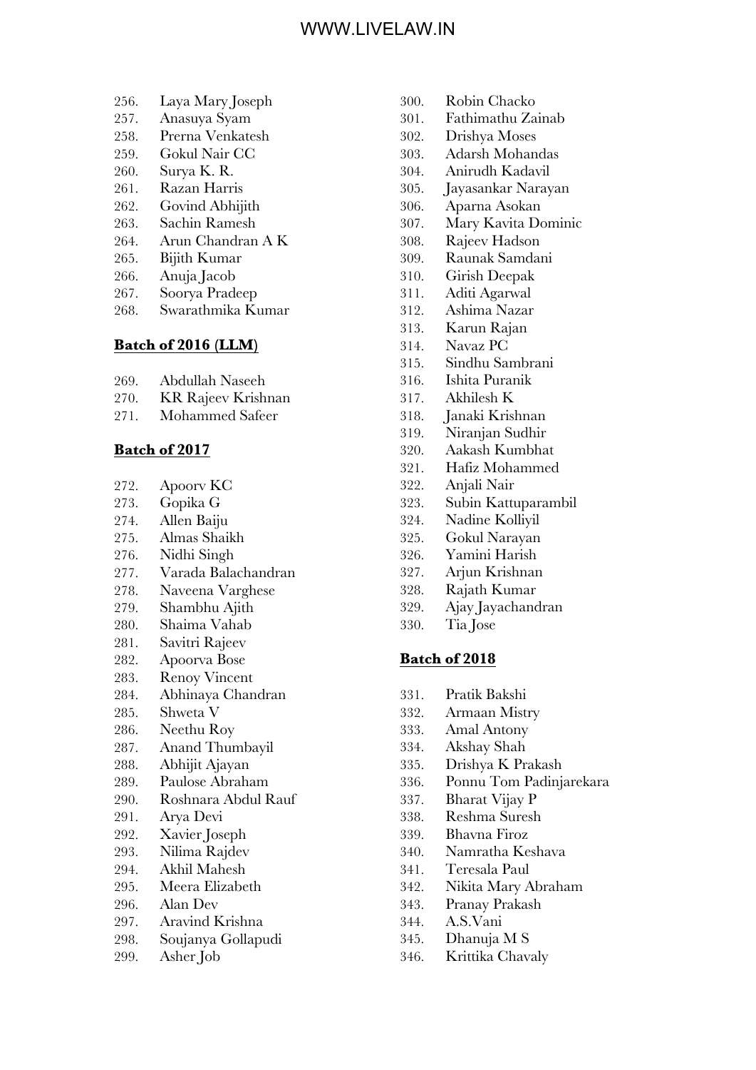256. Laya Mary Joseph
257. Anasuya Syam
258. Prerna Venkatesh
259. Gokul Nair CC
260. Surya K. R.
261. Razan Harris
262. Govind Abhijith
263. Sachin Ramesh
264. Arun Chandran A K
265. Bijith Kumar
266. Anuja Jacob
267. Soorya Pradeep
268. Swarathmika Kumar

**Batch of 2016 (LLM)**

269. Abdullah Naseeh
270. KR Rajeev Krishnan
271. Mohammed Safeer

**Batch of 2017**

272. Apoorv KC
273. Gopika G
274. Allen Baiju
275. Almas Shaikh
276. Nidhi Singh
277. Varada Balachandran
278. Naveena Varghese
279. Shambhu Ajith
280. Shaima Vahab
281. Savitri Rajeev
282. Apoorva Bose
283. Renoy Vincent
284. Abhinaya Chandran
285. Shweta V
286. Neethu Roy
287. Anand Thumbayil
288. Abhijit Ajayan
289. Paulose Abraham
290. Roshnara Abdul Rauf
291. Arya Devi
292. Xavier Joseph
293. Nilima Rajdev
294. Akhil Mahesh
295. Meera Elizabeth
296. Alan Dev
297. Aravind Krishna
298. Soujanya Gollapudi
299. Asher Job
300. Robin Chacko
301. Fathimathu Zainab
302. Drishya Moses
303. Adarsh Mohandas
304. Anirudh Kadavil
305. Jayasankar Narayan
306. Aparna Asokan
307. Mary Kavita Dominic
308. Rajeev Hadson
309. Raunak Samdani
310. Girish Deepak
311. Aditi Agarwal
312. Ashima Nazar
313. Karun Rajan
314. Navaz PC
315. Sindhu Sambrani
316. Ishita Puranik
317. Akhilesh K
318. Janaki Krishnan
319. Niranjan Sudhir
320. Aakash Kumbhat
321. Hafiz Mohammed
322. Anjali Nair
323. Subin Kattuparambil
324. Nadine Kolliyil
325. Gokul Narayan
326. Yamini Harish
327. Arjun Krishnan
328. Rajath Kumar
329. Ajay Jayachandran
330. Tia Jose

**Batch of 2018**

331. Pratik Bakshi
332. Armaan Mistry
333. Amal Antony
334. Akshay Shah
335. Drishya K Prakash
336. Ponnu Tom Padinjarekara
337. Bharat Vijay P
338. Reshma Suresh
339. Bhavna Firoz
340. Namratha Keshava
341. Teresala Paul
342. Nikita Mary Abraham
343. Pranay Prakash
344. A.S.Vani
345. Dhanuja M S
346. Krittika Chavaly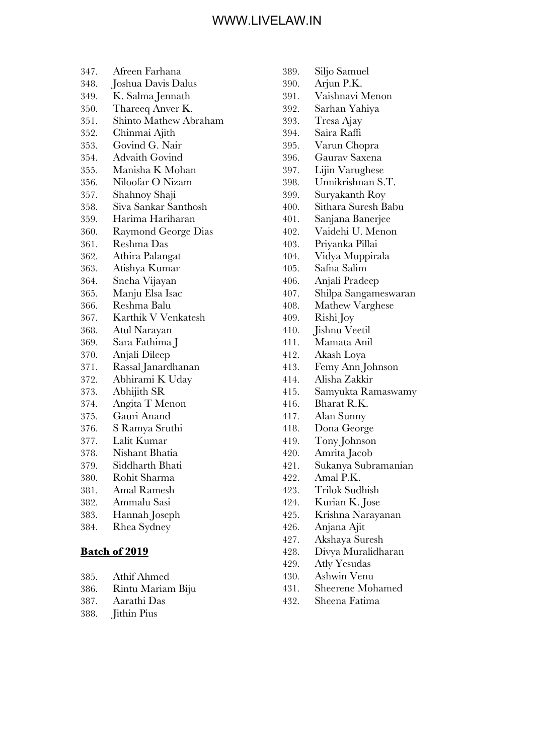347. Afreen Farhana
348. Joshua Davis Dalus
349. K. Salma Jennath
350. Thareeq Anver K.
351. Shinto Mathew Abraham
352. Chinmai Ajith
353. Govind G. Nair
354. Advaith Govind
355. Manisha K Mohan
356. Niloofar O Nizam
357. Shahnoy Shaji
358. Siva Sankar Santhosh
359. Harima Hariharan
360. Raymond George Dias
361. Reshma Das
362. Athira Palangat
363. Atishya Kumar
364. Sneha Vijayan
365. Manju Elsa Isac
366. Reshma Balu
367. Karthik V Venkatesh
368. Atul Narayan
369. Sara Fathima J
370. Anjali Dileep
371. Rassal Janardhanan
372. Abhirami K Uday
373. Abhijith SR
374. Angita T Menon
375. Gauri Anand
376. S Ramya Sruthi
377. Lalit Kumar
378. Nishant Bhatia
379. Siddharth Bhati
380. Rohit Sharma
381. Amal Ramesh
382. Ammalu Sasi
383. Hannah Joseph
384. Rhea Sydney

**Batch of 2019**

385. Athif Ahmed
386. Rintu Mariam Biju
387. Aarathi Das
388. Jithin Pius
389. Siljo Samuel
390. Arjun P.K.
391. Vaishnavi Menon
392. Sarhan Yahiya
393. Tresa Ajay
394. Saira Raffi
395. Varun Chopra
396. Gaurav Saxena
397. Lijin Varughese
398. Unnikrishnan S.T.
399. Suryakanth Roy
400. Sithara Suresh Babu
401. Sanjana Banerjee
402. Vaidehi U. Menon
403. Priyanka Pillai
404. Vidya Muppirala
405. Safna Salim
406. Anjali Pradeep
407. Shilpa Sangameswaran
408. Mathew Varghese
409. Rishi Joy
410. Jishnu Veetil
411. Mamata Anil
412. Akash Loya
413. Femy Ann Johnson
414. Alisha Zakkir
415. Samyukta Ramaswamy
416. Bharat R.K.
417. Alan Sunny
418. Dona George
419. Tony Johnson
420. Amrita Jacob
421. Sukanya Subramanian
422. Amal P.K.
423. Trilok Sudhish
424. Kurian K. Jose
425. Krishna Narayanan
426. Anjana Ajit
427. Akshaya Suresh
428. Divya Muralidharan
429. Atly Yesudas
430. Ashwin Venu
431. Sheerene Mohamed
432. Sheena Fatima